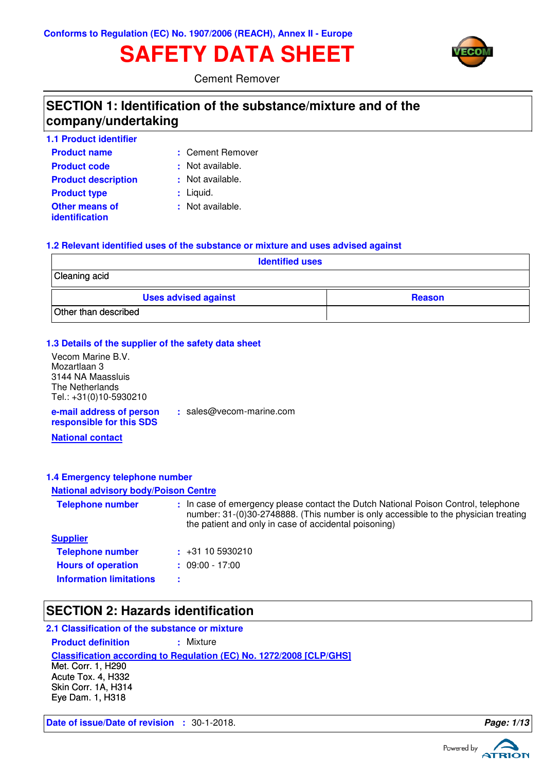Conforms to Regulation (EC) No. 1907/2006 (REACH), Annex II - Europe

# SAFETY DATA SHEET

Cement Remover

## SECTION 1: Identification of the substance/mixture and of the company/undertaking

### 1.1 Product identifier

**Product name** : Cement Remover

**Product code** : Not available.

**Product description** : Not available.

**Product type** : Liquid.

**Other means of identification** : Not available.

### 1.2 Relevant identified uses of the substance or mixture and uses advised against

| Identified uses |
| --- |
| Cleaning acid |

| Uses advised against | Reason |
| --- | --- |
| Other than described | |

### 1.3 Details of the supplier of the safety data sheet

Vecom Marine B.V.
Mozartlaan 3
3144 NA Maassluis
The Netherlands
Tel.: +31(0)10-5930210

**e-mail address of person responsible for this SDS** : sales@vecom-marine.com

**National contact**

### 1.4 Emergency telephone number

**National advisory body/Poison Centre**

**Telephone number** : In case of emergency please contact the Dutch National Poison Control, telephone number: 31-(0)30-2748888. (This number is only accessible to the physician treating the patient and only in case of accidental poisoning)

**Supplier**

**Telephone number** : +31 10 5930210

**Hours of operation** : 09:00 - 17:00

**Information limitations** :

## SECTION 2: Hazards identification

### 2.1 Classification of the substance or mixture

**Product definition** : Mixture

**Classification according to Regulation (EC) No. 1272/2008 [CLP/GHS]**

Met. Corr. 1, H290
Acute Tox. 4, H332
Skin Corr. 1A, H314
Eye Dam. 1, H318

**Date of issue/Date of revision** : 30-1-2018.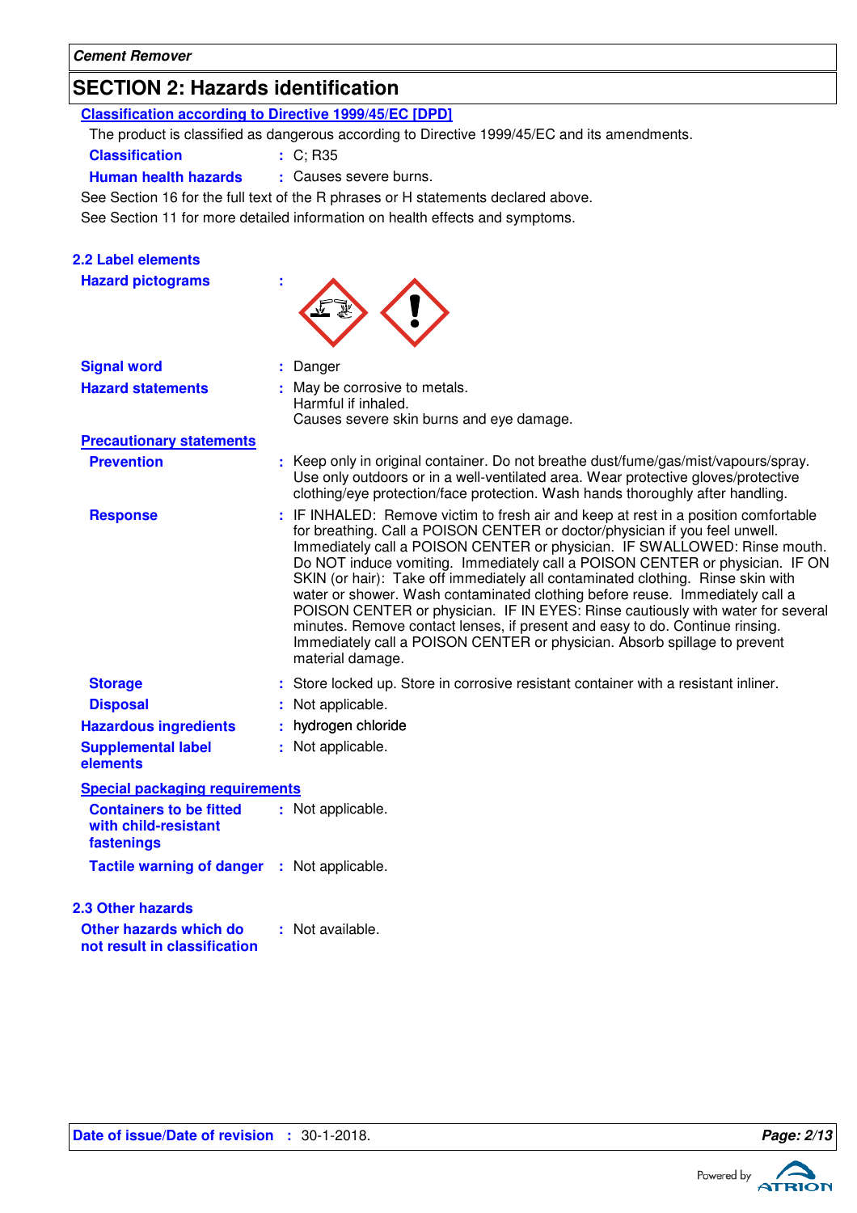## SECTION 2: Hazards identification

**Classification according to Directive 1999/45/EC [DPD]**

The product is classified as dangerous according to Directive 1999/45/EC and its amendments.

**Classification** : C; R35

**Human health hazards** : Causes severe burns.

See Section 16 for the full text of the R phrases or H statements declared above.

See Section 11 for more detailed information on health effects and symptoms.

### 2.2 Label elements

**Hazard pictograms** :

**Signal word** : Danger

**Hazard statements** : May be corrosive to metals.
Harmful if inhaled.
Causes severe skin burns and eye damage.

**Precautionary statements**

**Prevention** : Keep only in original container. Do not breathe dust/fume/gas/mist/vapours/spray. Use only outdoors or in a well-ventilated area. Wear protective gloves/protective clothing/eye protection/face protection. Wash hands thoroughly after handling.

**Response** : IF INHALED: Remove victim to fresh air and keep at rest in a position comfortable for breathing. Call a POISON CENTER or doctor/physician if you feel unwell. Immediately call a POISON CENTER or physician. IF SWALLOWED: Rinse mouth. Do NOT induce vomiting. Immediately call a POISON CENTER or physician. IF ON SKIN (or hair): Take off immediately all contaminated clothing. Rinse skin with water or shower. Wash contaminated clothing before reuse. Immediately call a POISON CENTER or physician. IF IN EYES: Rinse cautiously with water for several minutes. Remove contact lenses, if present and easy to do. Continue rinsing. Immediately call a POISON CENTER or physician. Absorb spillage to prevent material damage.

**Storage** : Store locked up. Store in corrosive resistant container with a resistant inliner.

**Disposal** : Not applicable.

**Hazardous ingredients** : hydrogen chloride

**Supplemental label elements** : Not applicable.

**Special packaging requirements**

**Containers to be fitted with child-resistant fastenings** : Not applicable.

**Tactile warning of danger** : Not applicable.

### 2.3 Other hazards

**Other hazards which do not result in classification** : Not available.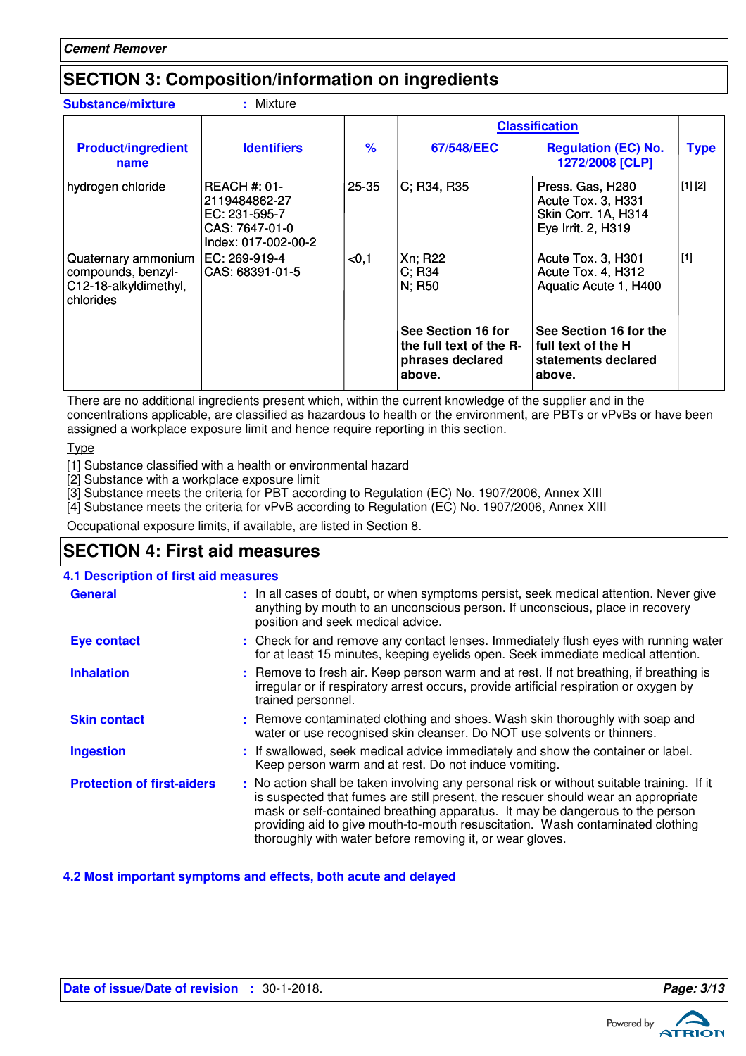## SECTION 3: Composition/information on ingredients

**Substance/mixture** : Mixture

| Product/ingredient name | Identifiers | % | Classification | | Type |
|---|---|---|---|---|---|
| | | | 67/548/EEC | Regulation (EC) No. 1272/2008 [CLP] | |
| hydrogen chloride | REACH #: 01-2119484862-27<br>EC: 231-595-7<br>CAS: 7647-01-0<br>Index: 017-002-00-2 | 25-35 | C; R34, R35 | Press. Gas, H280<br>Acute Tox. 3, H331<br>Skin Corr. 1A, H314<br>Eye Irrit. 2, H319 | [1] [2] |
| Quaternary ammonium compounds, benzyl-C12-18-alkyldimethyl, chlorides | EC: 269-919-4<br>CAS: 68391-01-5 | <0,1 | Xn; R22<br>C; R34<br>N; R50 | Acute Tox. 3, H301<br>Acute Tox. 4, H312<br>Aquatic Acute 1, H400 | [1] |
| | | | **See Section 16 for the full text of the R-phrases declared above.** | **See Section 16 for the full text of the H statements declared above.** | |

There are no additional ingredients present which, within the current knowledge of the supplier and in the concentrations applicable, are classified as hazardous to health or the environment, are PBTs or vPvBs or have been assigned a workplace exposure limit and hence require reporting in this section.

Type

[1] Substance classified with a health or environmental hazard
[2] Substance with a workplace exposure limit
[3] Substance meets the criteria for PBT according to Regulation (EC) No. 1907/2006, Annex XIII
[4] Substance meets the criteria for vPvB according to Regulation (EC) No. 1907/2006, Annex XIII

Occupational exposure limits, if available, are listed in Section 8.

## SECTION 4: First aid measures

### 4.1 Description of first aid measures

**General** : In all cases of doubt, or when symptoms persist, seek medical attention. Never give anything by mouth to an unconscious person. If unconscious, place in recovery position and seek medical advice.

**Eye contact** : Check for and remove any contact lenses. Immediately flush eyes with running water for at least 15 minutes, keeping eyelids open. Seek immediate medical attention.

**Inhalation** : Remove to fresh air. Keep person warm and at rest. If not breathing, if breathing is irregular or if respiratory arrest occurs, provide artificial respiration or oxygen by trained personnel.

**Skin contact** : Remove contaminated clothing and shoes. Wash skin thoroughly with soap and water or use recognised skin cleanser. Do NOT use solvents or thinners.

**Ingestion** : If swallowed, seek medical advice immediately and show the container or label. Keep person warm and at rest. Do not induce vomiting.

**Protection of first-aiders** : No action shall be taken involving any personal risk or without suitable training. If it is suspected that fumes are still present, the rescuer should wear an appropriate mask or self-contained breathing apparatus. It may be dangerous to the person providing aid to give mouth-to-mouth resuscitation. Wash contaminated clothing thoroughly with water before removing it, or wear gloves.

### 4.2 Most important symptoms and effects, both acute and delayed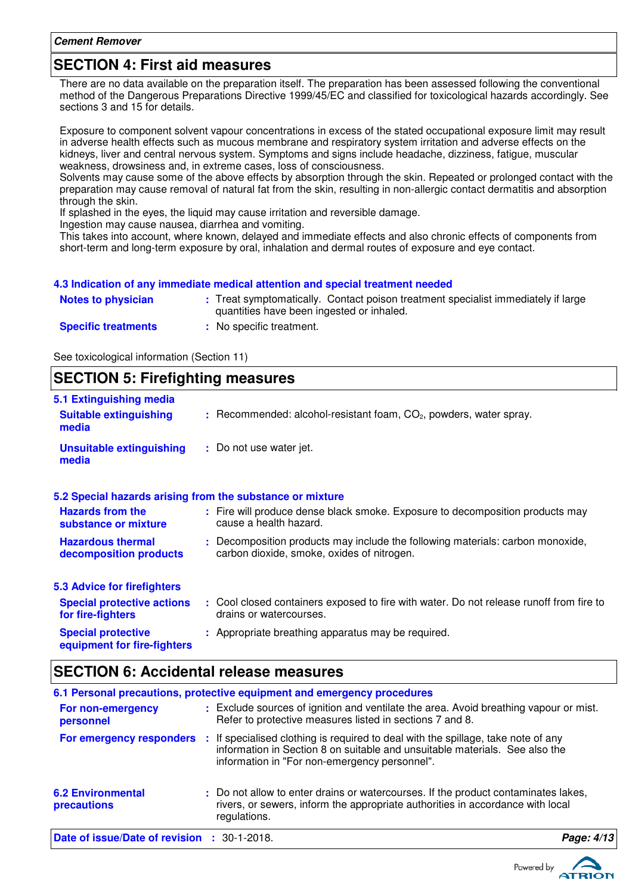## SECTION 4: First aid measures

There are no data available on the preparation itself. The preparation has been assessed following the conventional method of the Dangerous Preparations Directive 1999/45/EC and classified for toxicological hazards accordingly. See sections 3 and 15 for details.

Exposure to component solvent vapour concentrations in excess of the stated occupational exposure limit may result in adverse health effects such as mucous membrane and respiratory system irritation and adverse effects on the kidneys, liver and central nervous system. Symptoms and signs include headache, dizziness, fatigue, muscular weakness, drowsiness and, in extreme cases, loss of consciousness.
Solvents may cause some of the above effects by absorption through the skin. Repeated or prolonged contact with the preparation may cause removal of natural fat from the skin, resulting in non-allergic contact dermatitis and absorption through the skin.
If splashed in the eyes, the liquid may cause irritation and reversible damage.
Ingestion may cause nausea, diarrhea and vomiting.
This takes into account, where known, delayed and immediate effects and also chronic effects of components from short-term and long-term exposure by oral, inhalation and dermal routes of exposure and eye contact.

### 4.3 Indication of any immediate medical attention and special treatment needed

**Notes to physician** : Treat symptomatically. Contact poison treatment specialist immediately if large quantities have been ingested or inhaled.

**Specific treatments** : No specific treatment.

See toxicological information (Section 11)

## SECTION 5: Firefighting measures

### 5.1 Extinguishing media

**Suitable extinguishing media** : Recommended: alcohol-resistant foam, $CO_2$, powders, water spray.

**Unsuitable extinguishing media** : Do not use water jet.

### 5.2 Special hazards arising from the substance or mixture

**Hazards from the substance or mixture** : Fire will produce dense black smoke. Exposure to decomposition products may cause a health hazard.

**Hazardous thermal decomposition products** : Decomposition products may include the following materials: carbon monoxide, carbon dioxide, smoke, oxides of nitrogen.

### 5.3 Advice for firefighters

**Special protective actions for fire-fighters** : Cool closed containers exposed to fire with water. Do not release runoff from fire to drains or watercourses.

**Special protective equipment for fire-fighters** : Appropriate breathing apparatus may be required.

## SECTION 6: Accidental release measures

### 6.1 Personal precautions, protective equipment and emergency procedures

**For non-emergency personnel** : Exclude sources of ignition and ventilate the area. Avoid breathing vapour or mist. Refer to protective measures listed in sections 7 and 8.

**For emergency responders** : If specialised clothing is required to deal with the spillage, take note of any information in Section 8 on suitable and unsuitable materials. See also the information in "For non-emergency personnel".

**6.2 Environmental precautions** : Do not allow to enter drains or watercourses. If the product contaminates lakes, rivers, or sewers, inform the appropriate authorities in accordance with local regulations.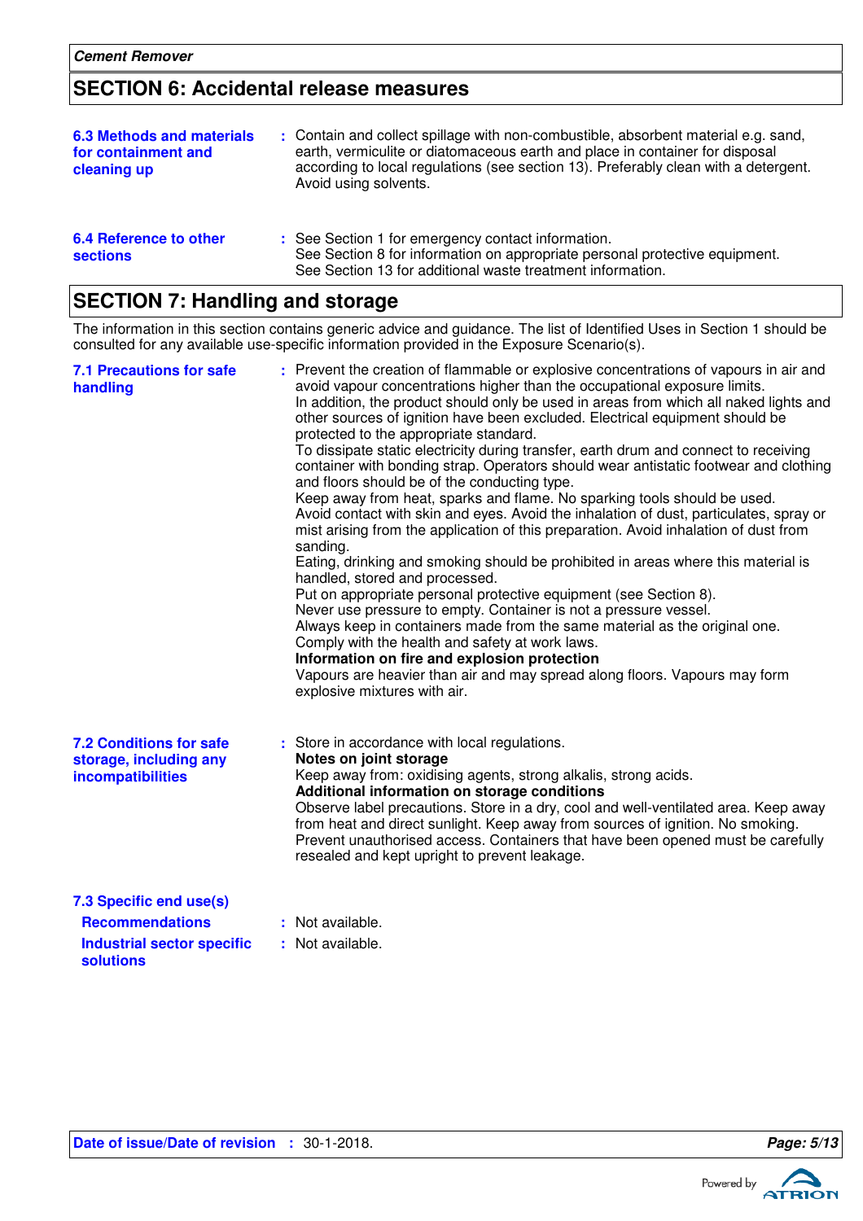## SECTION 6: Accidental release measures

**6.3 Methods and materials for containment and cleaning up** : Contain and collect spillage with non-combustible, absorbent material e.g. sand, earth, vermiculite or diatomaceous earth and place in container for disposal according to local regulations (see section 13). Preferably clean with a detergent. Avoid using solvents.

**6.4 Reference to other sections** : See Section 1 for emergency contact information.
See Section 8 for information on appropriate personal protective equipment.
See Section 13 for additional waste treatment information.

## SECTION 7: Handling and storage

The information in this section contains generic advice and guidance. The list of Identified Uses in Section 1 should be consulted for any available use-specific information provided in the Exposure Scenario(s).

**7.1 Precautions for safe handling** : Prevent the creation of flammable or explosive concentrations of vapours in air and avoid vapour concentrations higher than the occupational exposure limits.
In addition, the product should only be used in areas from which all naked lights and other sources of ignition have been excluded. Electrical equipment should be protected to the appropriate standard.
To dissipate static electricity during transfer, earth drum and connect to receiving container with bonding strap. Operators should wear antistatic footwear and clothing and floors should be of the conducting type.
Keep away from heat, sparks and flame. No sparking tools should be used.
Avoid contact with skin and eyes. Avoid the inhalation of dust, particulates, spray or mist arising from the application of this preparation. Avoid inhalation of dust from sanding.
Eating, drinking and smoking should be prohibited in areas where this material is handled, stored and processed.
Put on appropriate personal protective equipment (see Section 8).
Never use pressure to empty. Container is not a pressure vessel.
Always keep in containers made from the same material as the original one.
Comply with the health and safety at work laws.
**Information on fire and explosion protection**
Vapours are heavier than air and may spread along floors. Vapours may form explosive mixtures with air.

**7.2 Conditions for safe storage, including any incompatibilities** : Store in accordance with local regulations.
**Notes on joint storage**
Keep away from: oxidising agents, strong alkalis, strong acids.
**Additional information on storage conditions**
Observe label precautions. Store in a dry, cool and well-ventilated area. Keep away from heat and direct sunlight. Keep away from sources of ignition. No smoking.
Prevent unauthorised access. Containers that have been opened must be carefully resealed and kept upright to prevent leakage.

**7.3 Specific end use(s)**

**Recommendations** : Not available.

**Industrial sector specific solutions** : Not available.

**Date of issue/Date of revision** : 30-1-2018.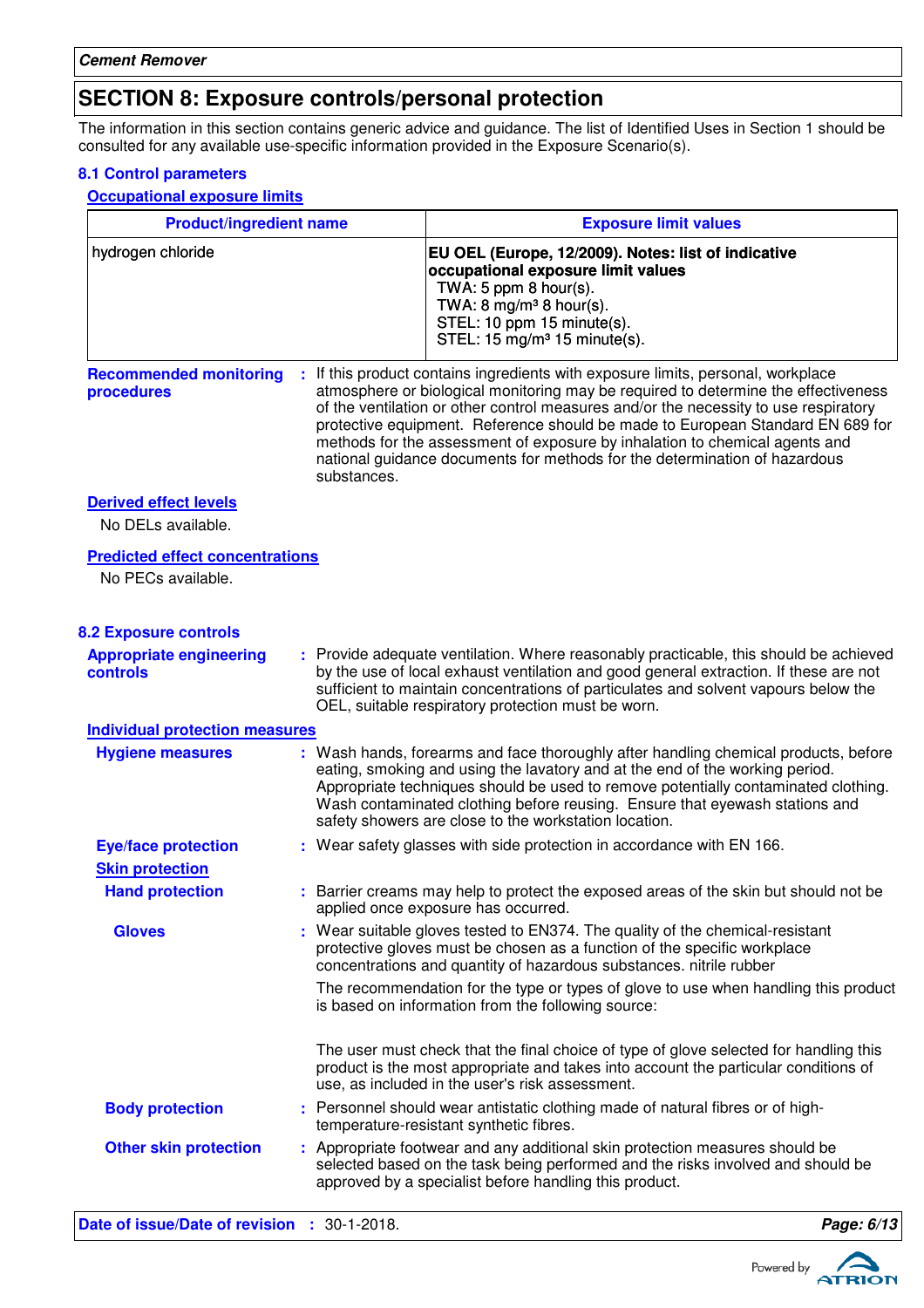## SECTION 8: Exposure controls/personal protection

The information in this section contains generic advice and guidance. The list of Identified Uses in Section 1 should be consulted for any available use-specific information provided in the Exposure Scenario(s).

### 8.1 Control parameters

**Occupational exposure limits**

| Product/ingredient name | Exposure limit values |
|---|---|
| hydrogen chloride | **EU OEL (Europe, 12/2009). Notes: list of indicative occupational exposure limit values**<br>TWA: 5 ppm 8 hour(s).<br>TWA: 8 mg/m³ 8 hour(s).<br>STEL: 10 ppm 15 minute(s).<br>STEL: 15 mg/m³ 15 minute(s). |

**Recommended monitoring procedures** : If this product contains ingredients with exposure limits, personal, workplace atmosphere or biological monitoring may be required to determine the effectiveness of the ventilation or other control measures and/or the necessity to use respiratory protective equipment. Reference should be made to European Standard EN 689 for methods for the assessment of exposure by inhalation to chemical agents and national guidance documents for methods for the determination of hazardous substances.

**Derived effect levels**

No DELs available.

**Predicted effect concentrations**

No PECs available.

### 8.2 Exposure controls

**Appropriate engineering controls** : Provide adequate ventilation. Where reasonably practicable, this should be achieved by the use of local exhaust ventilation and good general extraction. If these are not sufficient to maintain concentrations of particulates and solvent vapours below the OEL, suitable respiratory protection must be worn.

**Individual protection measures**

**Hygiene measures** : Wash hands, forearms and face thoroughly after handling chemical products, before eating, smoking and using the lavatory and at the end of the working period. Appropriate techniques should be used to remove potentially contaminated clothing. Wash contaminated clothing before reusing. Ensure that eyewash stations and safety showers are close to the workstation location.

**Eye/face protection** : Wear safety glasses with side protection in accordance with EN 166.

**Skin protection**

**Hand protection** : Barrier creams may help to protect the exposed areas of the skin but should not be applied once exposure has occurred.

**Gloves** : Wear suitable gloves tested to EN374. The quality of the chemical-resistant protective gloves must be chosen as a function of the specific workplace concentrations and quantity of hazardous substances. nitrile rubber

The recommendation for the type or types of glove to use when handling this product is based on information from the following source:

The user must check that the final choice of type of glove selected for handling this product is the most appropriate and takes into account the particular conditions of use, as included in the user's risk assessment.

**Body protection** : Personnel should wear antistatic clothing made of natural fibres or of high-temperature-resistant synthetic fibres.

**Other skin protection** : Appropriate footwear and any additional skin protection measures should be selected based on the task being performed and the risks involved and should be approved by a specialist before handling this product.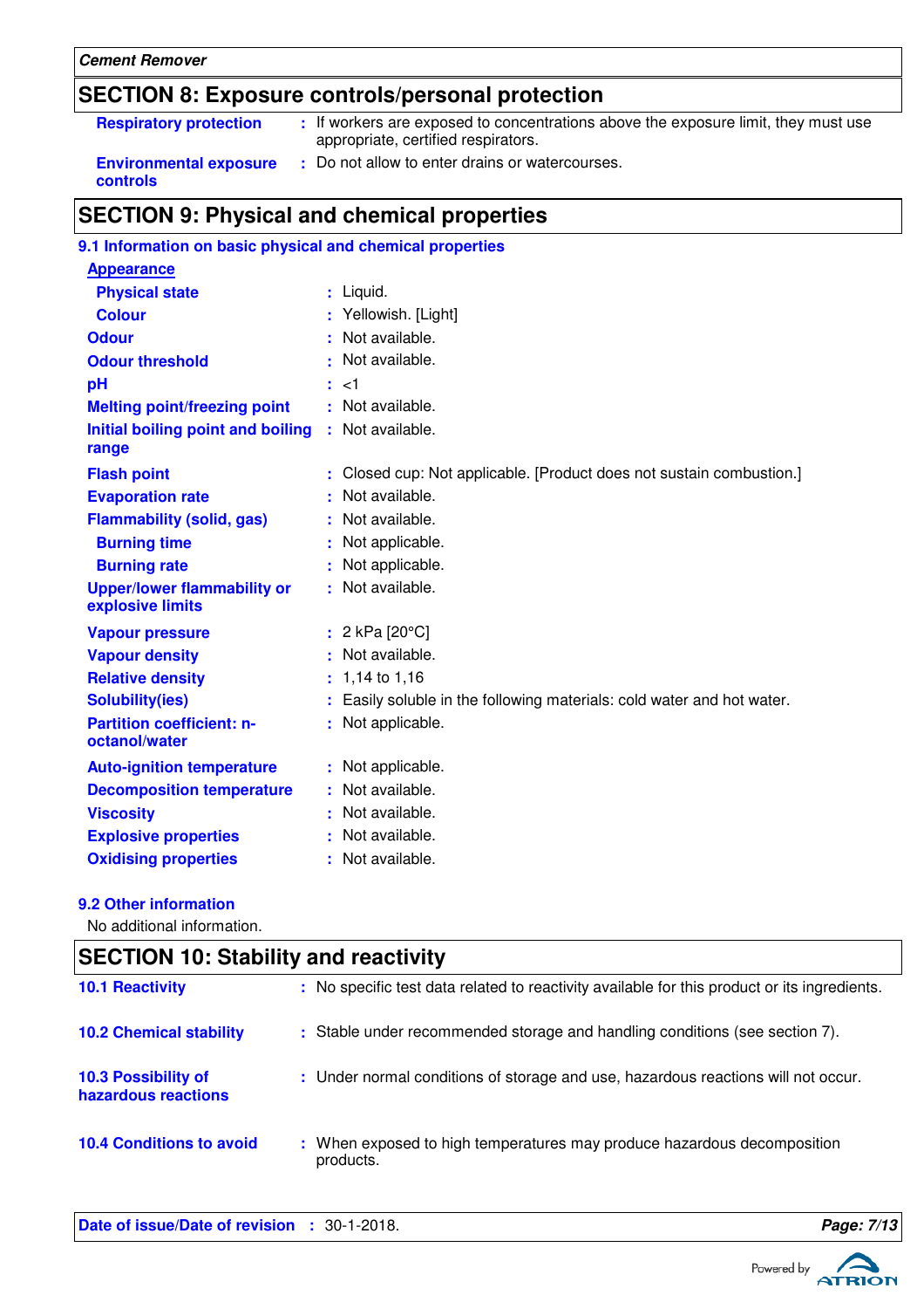## SECTION 8: Exposure controls/personal protection

**Respiratory protection** : If workers are exposed to concentrations above the exposure limit, they must use appropriate, certified respirators.

**Environmental exposure controls** : Do not allow to enter drains or watercourses.

## SECTION 9: Physical and chemical properties

### 9.1 Information on basic physical and chemical properties

**Appearance**

| Property | Value |
|---|---|
| Physical state | Liquid. |
| Colour | Yellowish. [Light] |
| Odour | Not available. |
| Odour threshold | Not available. |
| pH | <1 |
| Melting point/freezing point | Not available. |
| Initial boiling point and boiling range | Not available. |
| Flash point | Closed cup: Not applicable. [Product does not sustain combustion.] |
| Evaporation rate | Not available. |
| Flammability (solid, gas) | Not available. |
| Burning time | Not applicable. |
| Burning rate | Not applicable. |
| Upper/lower flammability or explosive limits | Not available. |
| Vapour pressure | 2 kPa [20°C] |
| Vapour density | Not available. |
| Relative density | 1,14 to 1,16 |
| Solubility(ies) | Easily soluble in the following materials: cold water and hot water. |
| Partition coefficient: n-octanol/water | Not applicable. |
| Auto-ignition temperature | Not applicable. |
| Decomposition temperature | Not available. |
| Viscosity | Not available. |
| Explosive properties | Not available. |
| Oxidising properties | Not available. |

### 9.2 Other information

No additional information.

## SECTION 10: Stability and reactivity

**10.1 Reactivity** : No specific test data related to reactivity available for this product or its ingredients.

**10.2 Chemical stability** : Stable under recommended storage and handling conditions (see section 7).

**10.3 Possibility of hazardous reactions** : Under normal conditions of storage and use, hazardous reactions will not occur.

**10.4 Conditions to avoid** : When exposed to high temperatures may produce hazardous decomposition products.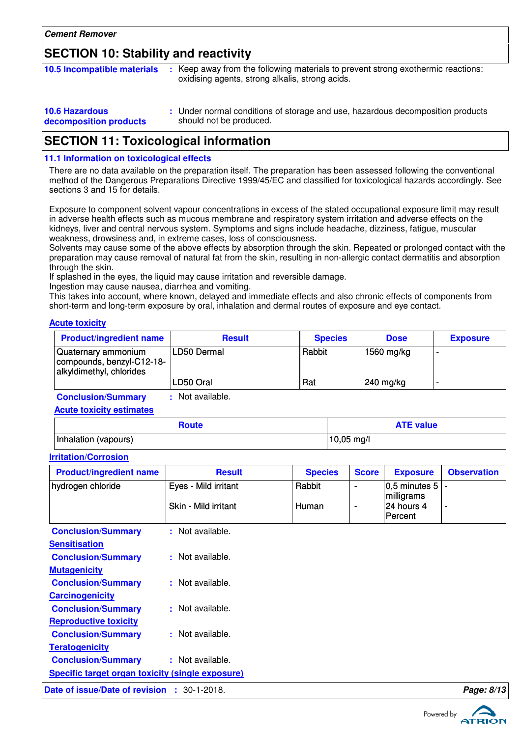## SECTION 10: Stability and reactivity

**10.5 Incompatible materials** : Keep away from the following materials to prevent strong exothermic reactions: oxidising agents, strong alkalis, strong acids.

**10.6 Hazardous decomposition products** : Under normal conditions of storage and use, hazardous decomposition products should not be produced.

## SECTION 11: Toxicological information

### 11.1 Information on toxicological effects

There are no data available on the preparation itself. The preparation has been assessed following the conventional method of the Dangerous Preparations Directive 1999/45/EC and classified for toxicological hazards accordingly. See sections 3 and 15 for details.

Exposure to component solvent vapour concentrations in excess of the stated occupational exposure limit may result in adverse health effects such as mucous membrane and respiratory system irritation and adverse effects on the kidneys, liver and central nervous system. Symptoms and signs include headache, dizziness, fatigue, muscular weakness, drowsiness and, in extreme cases, loss of consciousness.
Solvents may cause some of the above effects by absorption through the skin. Repeated or prolonged contact with the preparation may cause removal of natural fat from the skin, resulting in non-allergic contact dermatitis and absorption through the skin.
If splashed in the eyes, the liquid may cause irritation and reversible damage.
Ingestion may cause nausea, diarrhea and vomiting.
This takes into account, where known, delayed and immediate effects and also chronic effects of components from short-term and long-term exposure by oral, inhalation and dermal routes of exposure and eye contact.

**Acute toxicity**

| Product/ingredient name | Result | Species | Dose | Exposure |
|---|---|---|---|---|
| Quaternary ammonium compounds, benzyl-C12-18-alkyldimethyl, chlorides | LD50 Dermal | Rabbit | 1560 mg/kg | - |
| | LD50 Oral | Rat | 240 mg/kg | - |

**Conclusion/Summary** : Not available.

**Acute toxicity estimates**

| Route | ATE value |
|---|---|
| Inhalation (vapours) | 10,05 mg/l |

**Irritation/Corrosion**

| Product/ingredient name | Result | Species | Score | Exposure | Observation |
|---|---|---|---|---|---|
| hydrogen chloride | Eyes - Mild irritant | Rabbit | - | 0,5 minutes 5 milligrams | - |
| | Skin - Mild irritant | Human | - | 24 hours 4 Percent | - |

**Conclusion/Summary** : Not available.

**Sensitisation**

**Conclusion/Summary** : Not available.

**Mutagenicity**

**Conclusion/Summary** : Not available.

**Carcinogenicity**

**Conclusion/Summary** : Not available.

**Reproductive toxicity**

**Conclusion/Summary** : Not available.

**Teratogenicity**

**Conclusion/Summary** : Not available.

**Specific target organ toxicity (single exposure)**

**Date of issue/Date of revision** : 30-1-2018.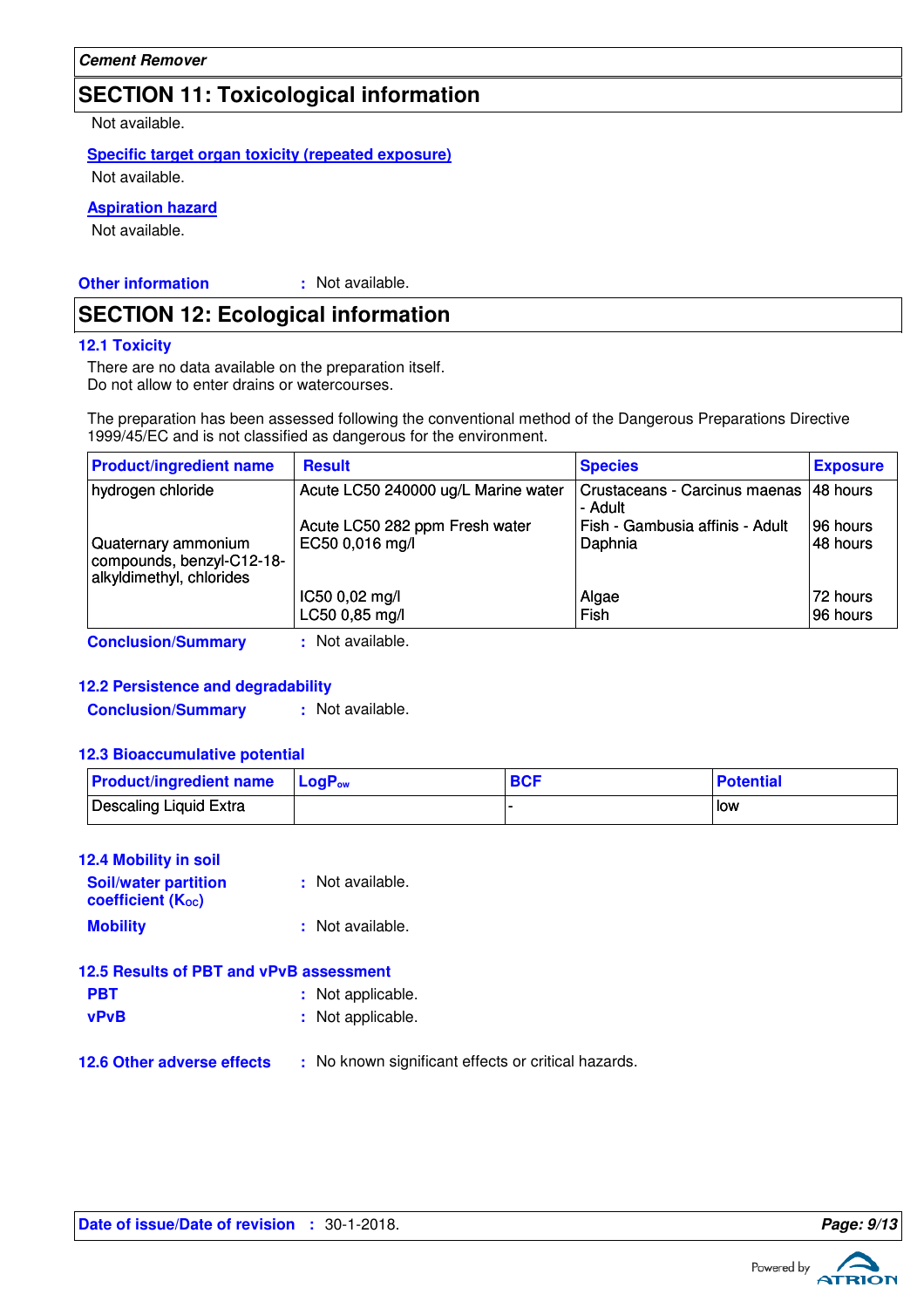## SECTION 11: Toxicological information

Not available.

**Specific target organ toxicity (repeated exposure)**

Not available.

**Aspiration hazard**

Not available.

**Other information** : Not available.

## SECTION 12: Ecological information

### 12.1 Toxicity

There are no data available on the preparation itself.
Do not allow to enter drains or watercourses.

The preparation has been assessed following the conventional method of the Dangerous Preparations Directive 1999/45/EC and is not classified as dangerous for the environment.

| Product/ingredient name | Result | Species | Exposure |
|---|---|---|---|
| hydrogen chloride | Acute LC50 240000 ug/L Marine water | Crustaceans - Carcinus maenas - Adult | 48 hours |
| | Acute LC50 282 ppm Fresh water | Fish - Gambusia affinis - Adult | 96 hours |
| Quaternary ammonium compounds, benzyl-C12-18-alkyldimethyl, chlorides | EC50 0,016 mg/l | Daphnia | 48 hours |
| | IC50 0,02 mg/l | Algae | 72 hours |
| | LC50 0,85 mg/l | Fish | 96 hours |

**Conclusion/Summary** : Not available.

### 12.2 Persistence and degradability

**Conclusion/Summary** : Not available.

### 12.3 Bioaccumulative potential

| Product/ingredient name | $LogP_{ow}$ | BCF | Potential |
|---|---|---|---|
| Descaling Liquid Extra | | - | low |

### 12.4 Mobility in soil

**Soil/water partition coefficient ($K_{OC}$)** : Not available.

**Mobility** : Not available.

### 12.5 Results of PBT and vPvB assessment

**PBT** : Not applicable.

**vPvB** : Not applicable.

### 12.6 Other adverse effects : No known significant effects or critical hazards.

**Date of issue/Date of revision** : 30-1-2018.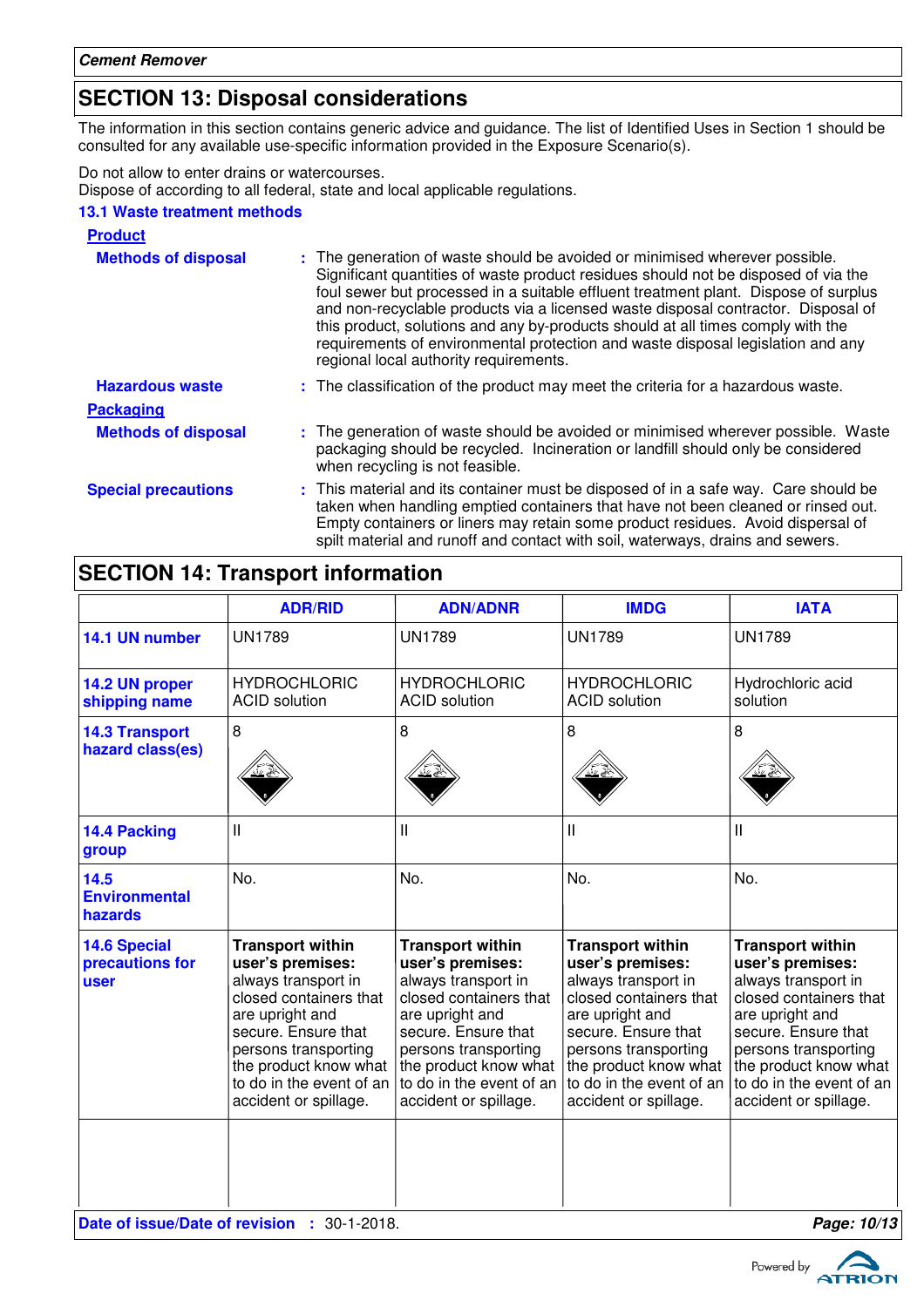## SECTION 13: Disposal considerations

The information in this section contains generic advice and guidance. The list of Identified Uses in Section 1 should be consulted for any available use-specific information provided in the Exposure Scenario(s).

Do not allow to enter drains or watercourses.
Dispose of according to all federal, state and local applicable regulations.

### 13.1 Waste treatment methods

**Product**

**Methods of disposal** : The generation of waste should be avoided or minimised wherever possible. Significant quantities of waste product residues should not be disposed of via the foul sewer but processed in a suitable effluent treatment plant. Dispose of surplus and non-recyclable products via a licensed waste disposal contractor. Disposal of this product, solutions and any by-products should at all times comply with the requirements of environmental protection and waste disposal legislation and any regional local authority requirements.

**Hazardous waste** : The classification of the product may meet the criteria for a hazardous waste.

**Packaging**

**Methods of disposal** : The generation of waste should be avoided or minimised wherever possible. Waste packaging should be recycled. Incineration or landfill should only be considered when recycling is not feasible.

**Special precautions** : This material and its container must be disposed of in a safe way. Care should be taken when handling emptied containers that have not been cleaned or rinsed out. Empty containers or liners may retain some product residues. Avoid dispersal of spilt material and runoff and contact with soil, waterways, drains and sewers.

## SECTION 14: Transport information

| | ADR/RID | ADN/ADNR | IMDG | IATA |
|---|---|---|---|---|
| **14.1 UN number** | UN1789 | UN1789 | UN1789 | UN1789 |
| **14.2 UN proper shipping name** | HYDROCHLORIC ACID solution | HYDROCHLORIC ACID solution | HYDROCHLORIC ACID solution | Hydrochloric acid solution |
| **14.3 Transport hazard class(es)** | 8 | 8 | 8 | 8 |
| **14.4 Packing group** | II | II | II | II |
| **14.5 Environmental hazards** | No. | No. | No. | No. |
| **14.6 Special precautions for user** | **Transport within user's premises:** always transport in closed containers that are upright and secure. Ensure that persons transporting the product know what to do in the event of an accident or spillage. | **Transport within user's premises:** always transport in closed containers that are upright and secure. Ensure that persons transporting the product know what to do in the event of an accident or spillage. | **Transport within user's premises:** always transport in closed containers that are upright and secure. Ensure that persons transporting the product know what to do in the event of an accident or spillage. | **Transport within user's premises:** always transport in closed containers that are upright and secure. Ensure that persons transporting the product know what to do in the event of an accident or spillage. |
| | | | | |

**Date of issue/Date of revision** : 30-1-2018.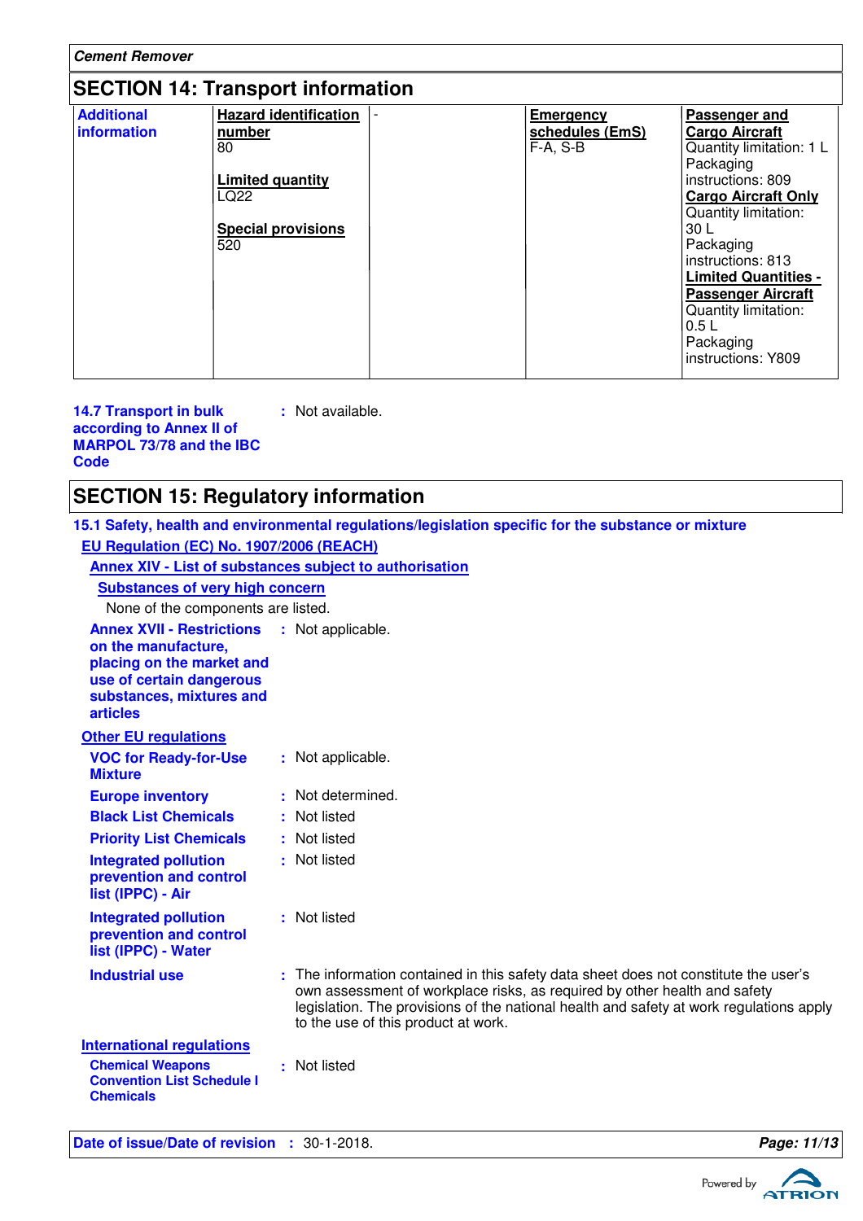## SECTION 14: Transport information

| Additional information | Hazard identification number<br>80<br><br>Limited quantity<br>LQ22<br><br>Special provisions<br>520 | - | Emergency schedules (EmS)<br>F-A, S-B | Passenger and Cargo Aircraft<br>Quantity limitation: 1 L<br>Packaging instructions: 809<br>Cargo Aircraft Only<br>Quantity limitation: 30 L<br>Packaging instructions: 813<br>Limited Quantities - Passenger Aircraft<br>Quantity limitation: 0.5 L<br>Packaging instructions: Y809 |
|---|---|---|---|---|

**14.7 Transport in bulk according to Annex II of MARPOL 73/78 and the IBC Code** : Not available.

## SECTION 15: Regulatory information

**15.1 Safety, health and environmental regulations/legislation specific for the substance or mixture**

**EU Regulation (EC) No. 1907/2006 (REACH)**

**Annex XIV - List of substances subject to authorisation**

**Substances of very high concern**

None of the components are listed.

**Annex XVII - Restrictions on the manufacture, placing on the market and use of certain dangerous substances, mixtures and articles** : Not applicable.

**Other EU regulations**

**VOC for Ready-for-Use Mixture** : Not applicable.

**Europe inventory** : Not determined.

**Black List Chemicals** : Not listed

**Priority List Chemicals** : Not listed

**Integrated pollution prevention and control list (IPPC) - Air** : Not listed

**Integrated pollution prevention and control list (IPPC) - Water** : Not listed

**Industrial use** : The information contained in this safety data sheet does not constitute the user's own assessment of workplace risks, as required by other health and safety legislation. The provisions of the national health and safety at work regulations apply to the use of this product at work.

**International regulations**

**Chemical Weapons Convention List Schedule I Chemicals** : Not listed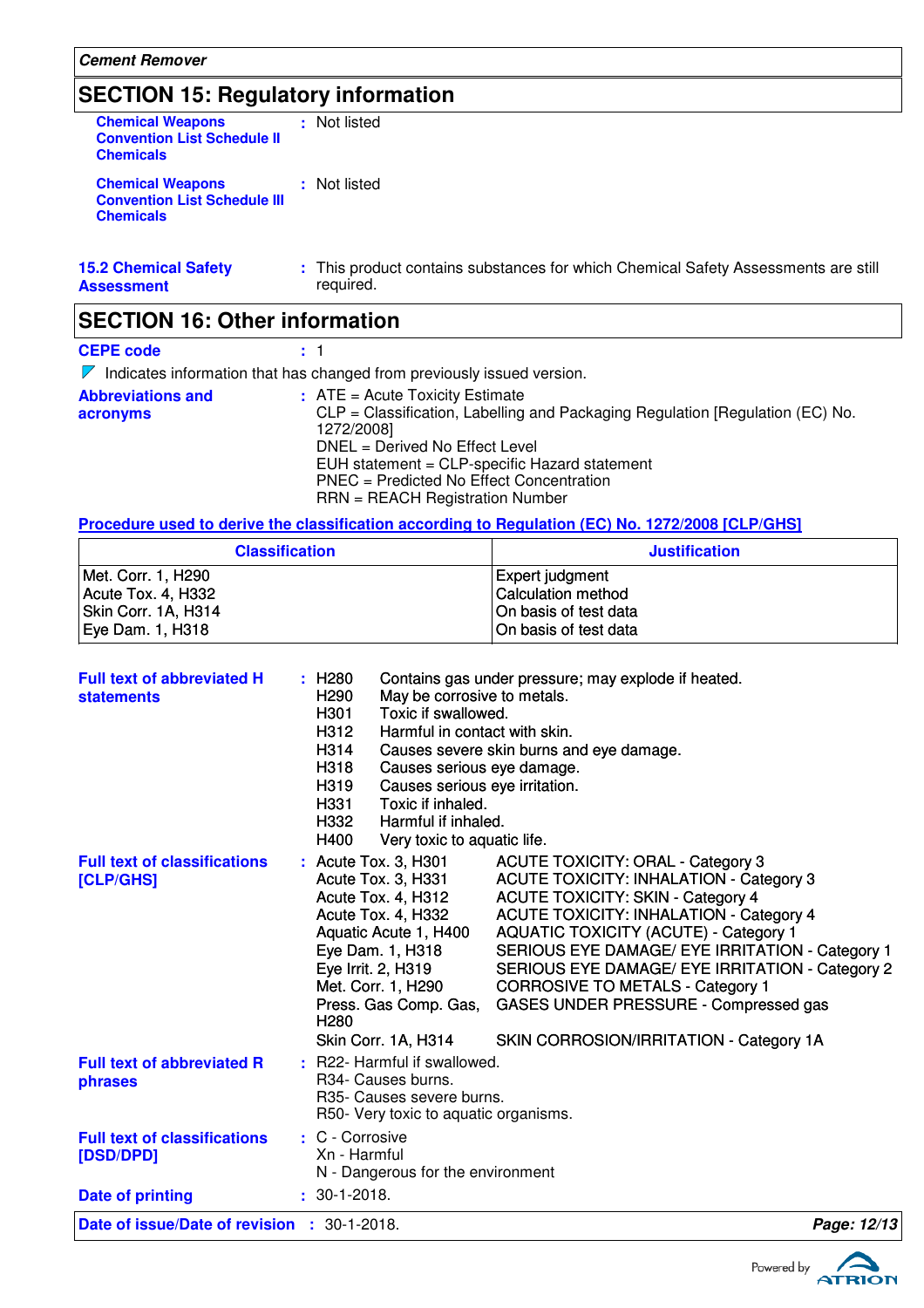## SECTION 15: Regulatory information

**Chemical Weapons Convention List Schedule II Chemicals** : Not listed

**Chemical Weapons Convention List Schedule III Chemicals** : Not listed

**15.2 Chemical Safety Assessment** : This product contains substances for which Chemical Safety Assessments are still required.

## SECTION 16: Other information

**CEPE code** : 1

Indicates information that has changed from previously issued version.

**Abbreviations and acronyms** : ATE = Acute Toxicity Estimate
CLP = Classification, Labelling and Packaging Regulation [Regulation (EC) No. 1272/2008]
DNEL = Derived No Effect Level
EUH statement = CLP-specific Hazard statement
PNEC = Predicted No Effect Concentration
RRN = REACH Registration Number

**Procedure used to derive the classification according to Regulation (EC) No. 1272/2008 [CLP/GHS]**

| Classification | Justification |
|---|---|
| Met. Corr. 1, H290 | Expert judgment |
| Acute Tox. 4, H332 | Calculation method |
| Skin Corr. 1A, H314 | On basis of test data |
| Eye Dam. 1, H318 | On basis of test data |

**Full text of abbreviated H statements** :

- H280 Contains gas under pressure; may explode if heated.
- H290 May be corrosive to metals.
- H301 Toxic if swallowed.
- H312 Harmful in contact with skin.
- H314 Causes severe skin burns and eye damage.
- H318 Causes serious eye damage.
- H319 Causes serious eye irritation.
- H331 Toxic if inhaled.
- H332 Harmful if inhaled.
- H400 Very toxic to aquatic life.

**Full text of classifications [CLP/GHS]** :

- Acute Tox. 3, H301 ACUTE TOXICITY: ORAL - Category 3
- Acute Tox. 3, H331 ACUTE TOXICITY: INHALATION - Category 3
- Acute Tox. 4, H312 ACUTE TOXICITY: SKIN - Category 4
- Acute Tox. 4, H332 ACUTE TOXICITY: INHALATION - Category 4
- Aquatic Acute 1, H400 AQUATIC TOXICITY (ACUTE) - Category 1
- Eye Dam. 1, H318 SERIOUS EYE DAMAGE/ EYE IRRITATION - Category 1
- Eye Irrit. 2, H319 SERIOUS EYE DAMAGE/ EYE IRRITATION - Category 2
- Met. Corr. 1, H290 CORROSIVE TO METALS - Category 1
- Press. Gas Comp. Gas, H280 GASES UNDER PRESSURE - Compressed gas
- Skin Corr. 1A, H314 SKIN CORROSION/IRRITATION - Category 1A

**Full text of abbreviated R phrases** :

- R22- Harmful if swallowed.
- R34- Causes burns.
- R35- Causes severe burns.
- R50- Very toxic to aquatic organisms.

**Full text of classifications [DSD/DPD]** :

- C - Corrosive
- Xn - Harmful
- N - Dangerous for the environment

**Date of printing** : 30-1-2018.

**Date of issue/Date of revision** : 30-1-2018.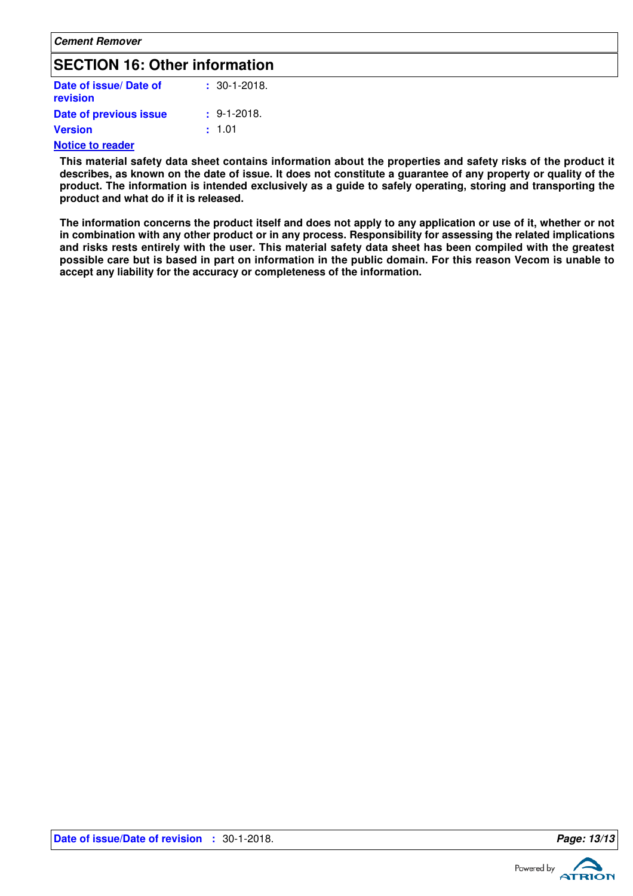## SECTION 16: Other information

**Date of issue/ Date of revision** : 30-1-2018.

**Date of previous issue** : 9-1-2018.

**Version** : 1.01

**Notice to reader**

**This material safety data sheet contains information about the properties and safety risks of the product it describes, as known on the date of issue. It does not constitute a guarantee of any property or quality of the product. The information is intended exclusively as a guide to safely operating, storing and transporting the product and what do if it is released.**

**The information concerns the product itself and does not apply to any application or use of it, whether or not in combination with any other product or in any process. Responsibility for assessing the related implications and risks rests entirely with the user. This material safety data sheet has been compiled with the greatest possible care but is based in part on information in the public domain. For this reason Vecom is unable to accept any liability for the accuracy or completeness of the information.**